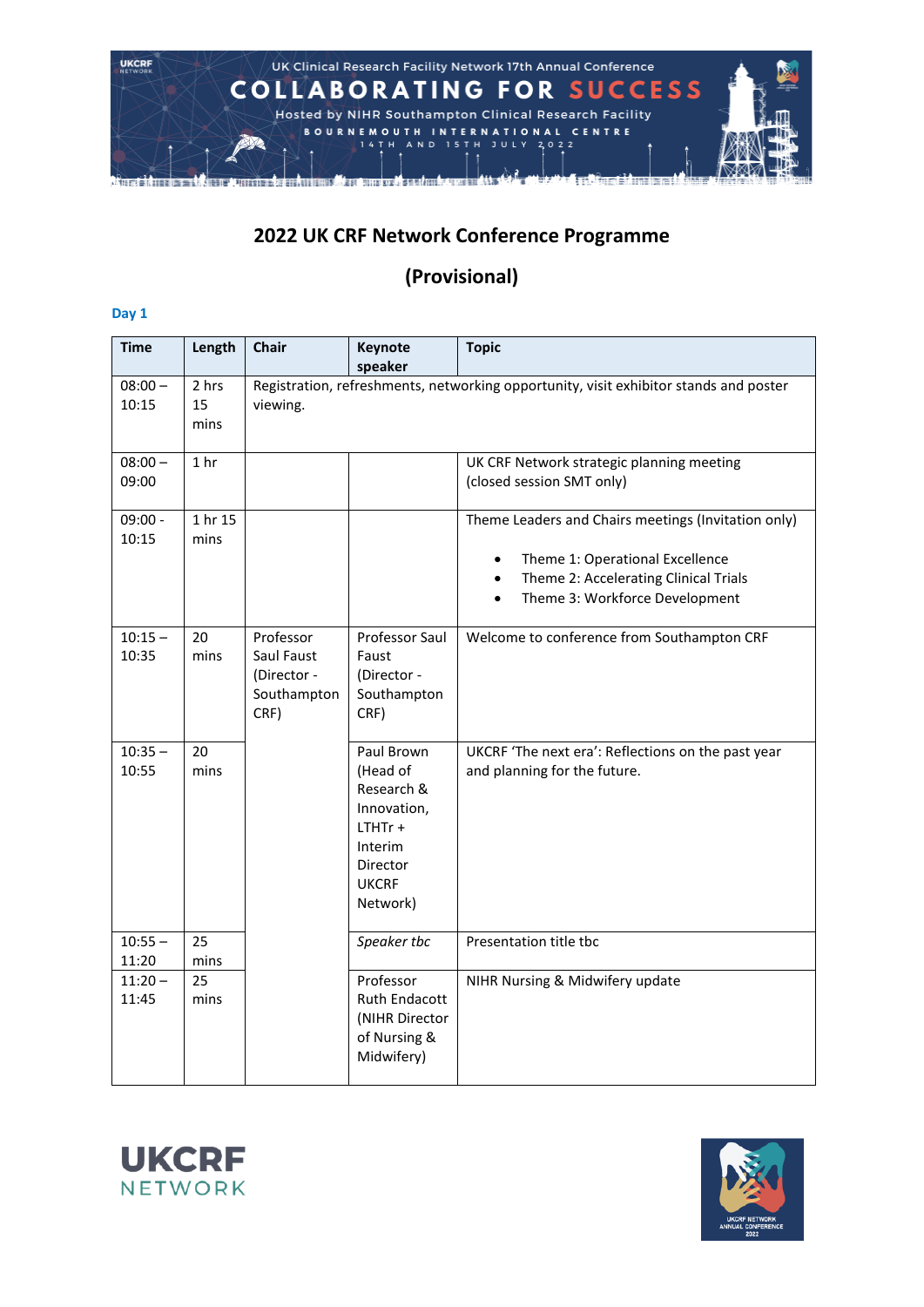UK Clinical Research Facility Network 17th Annual Conference

COLLABORATING FOR SUCCESS

Hosted by NIHR Southampton Clinical Research Facility

BOURNEMOUTH INTERNATIONAL CENTRE

14TH AND 15TH JULY 2022

# 2022 UK CRF Network Conference Programme

# (Provisional)

## Day 1

| Time | Length | Chair | Keynote speaker | Topic |
|---|---|---|---|---|
| 08:00 – 10:15 | 2 hrs 15 mins | Registration, refreshments, networking opportunity, visit exhibitor stands and poster viewing. | | |
| 08:00 – 09:00 | 1 hr | | | UK CRF Network strategic planning meeting (closed session SMT only) |
| 09:00 - 10:15 | 1 hr 15 mins | | | Theme Leaders and Chairs meetings (Invitation only)<br>• Theme 1: Operational Excellence<br>• Theme 2: Accelerating Clinical Trials<br>• Theme 3: Workforce Development |
| 10:15 – 10:35 | 20 mins | Professor Saul Faust (Director - Southampton CRF) | Professor Saul Faust (Director - Southampton CRF) | Welcome to conference from Southampton CRF |
| 10:35 – 10:55 | 20 mins | | Paul Brown (Head of Research & Innovation, LTHTr + Interim Director UKCRF Network) | UKCRF 'The next era': Reflections on the past year and planning for the future. |
| 10:55 – 11:20 | 25 mins | | *Speaker tbc* | Presentation title tbc |
| 11:20 – 11:45 | 25 mins | | Professor Ruth Endacott (NIHR Director of Nursing & Midwifery) | NIHR Nursing & Midwifery update |

UKCRF NETWORK

UKCRF NETWORK ANNUAL CONFERENCE 2022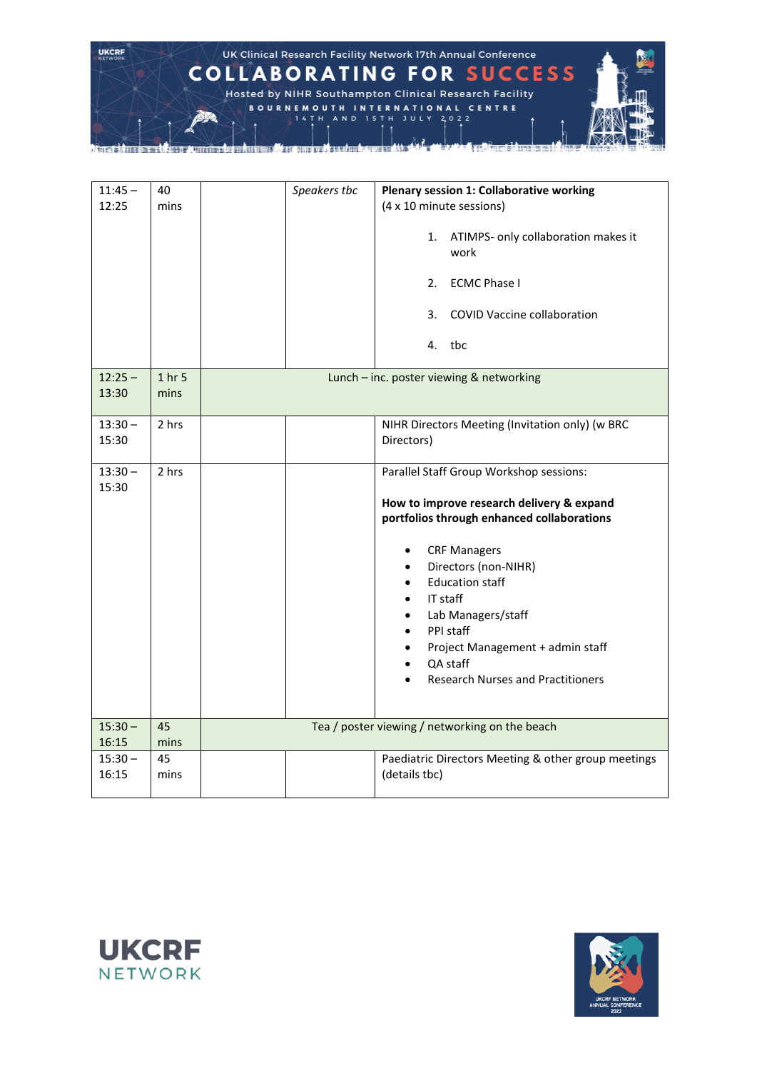| 11:45 – 12:25 | 40 mins | | *Speakers tbc* | **Plenary session 1: Collaborative working** (4 x 10 minute sessions)<br><br>1. ATIMPS- only collaboration makes it work<br>2. ECMC Phase I<br>3. COVID Vaccine collaboration<br>4. tbc |
|---|---|---|---|---|
| 12:25 – 13:30 | 1 hr 5 mins | Lunch – inc. poster viewing & networking | | |
| 13:30 – 15:30 | 2 hrs | | | NIHR Directors Meeting (Invitation only) (w BRC Directors) |
| 13:30 – 15:30 | 2 hrs | | | Parallel Staff Group Workshop sessions:<br><br>**How to improve research delivery & expand portfolios through enhanced collaborations**<br><br>• CRF Managers<br>• Directors (non-NIHR)<br>• Education staff<br>• IT staff<br>• Lab Managers/staff<br>• PPI staff<br>• Project Management + admin staff<br>• QA staff<br>• Research Nurses and Practitioners |
| 15:30 – 16:15 | 45 mins | Tea / poster viewing / networking on the beach | | |
| 15:30 – 16:15 | 45 mins | | | Paediatric Directors Meeting & other group meetings (details tbc) |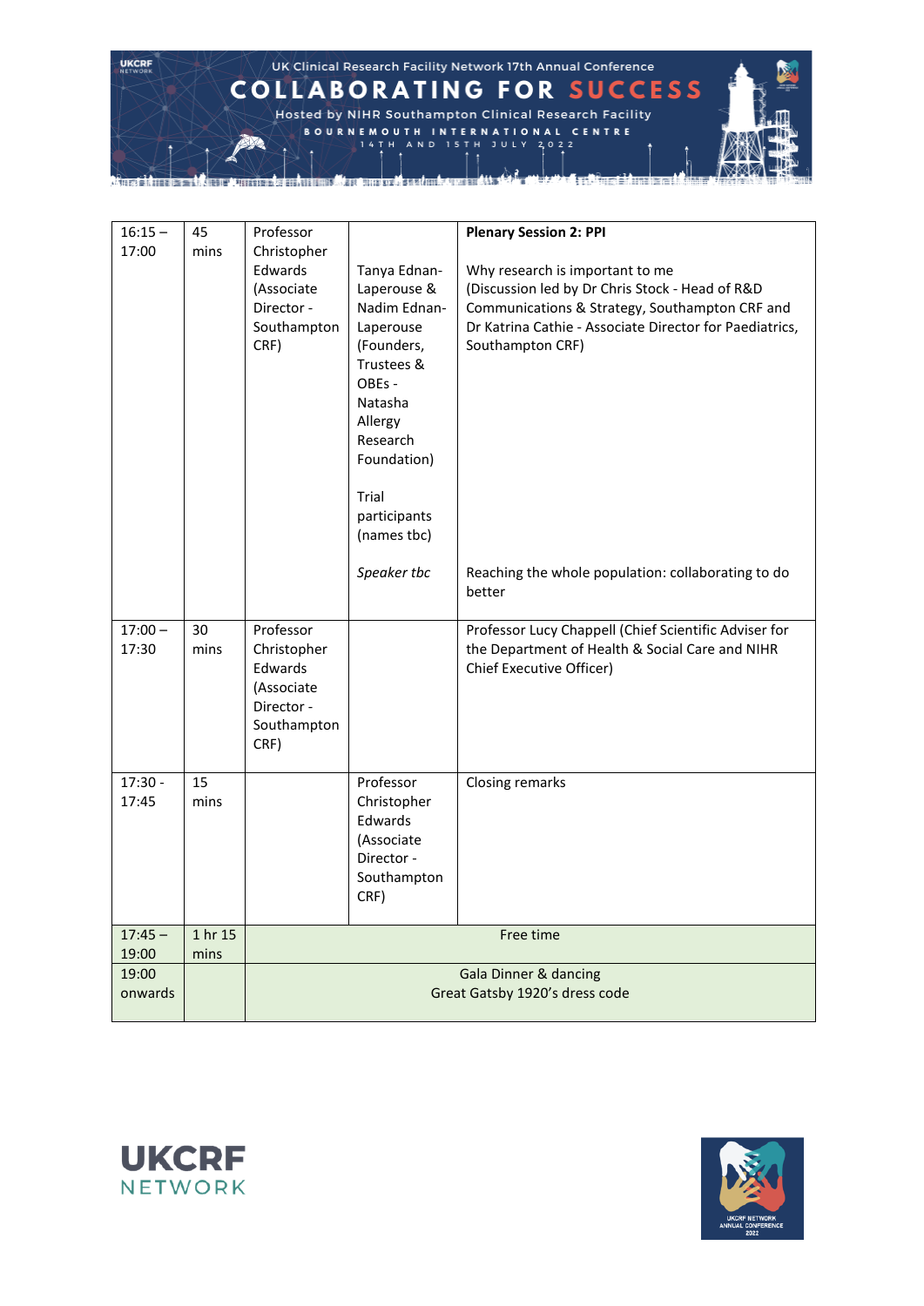| 16:15 – 17:00 | 45 mins | Professor Christopher Edwards (Associate Director - Southampton CRF) | Tanya Ednan-Laperouse & Nadim Ednan-Laperouse (Founders, Trustees & OBEs - Natasha Allergy Research Foundation)<br><br>Trial participants (names tbc)<br><br>*Speaker tbc* | **Plenary Session 2: PPI**<br><br>Why research is important to me<br>(Discussion led by Dr Chris Stock - Head of R&D Communications & Strategy, Southampton CRF and Dr Katrina Cathie - Associate Director for Paediatrics, Southampton CRF)<br><br>Reaching the whole population: collaborating to do better |
|---|---|---|---|---|
| 17:00 – 17:30 | 30 mins | Professor Christopher Edwards (Associate Director - Southampton CRF) | | Professor Lucy Chappell (Chief Scientific Adviser for the Department of Health & Social Care and NIHR Chief Executive Officer) |
| 17:30 - 17:45 | 15 mins | | Professor Christopher Edwards (Associate Director - Southampton CRF) | Closing remarks |
| 17:45 – 19:00 | 1 hr 15 mins | Free time | | |
| 19:00 onwards | | Gala Dinner & dancing<br>Great Gatsby 1920's dress code | | |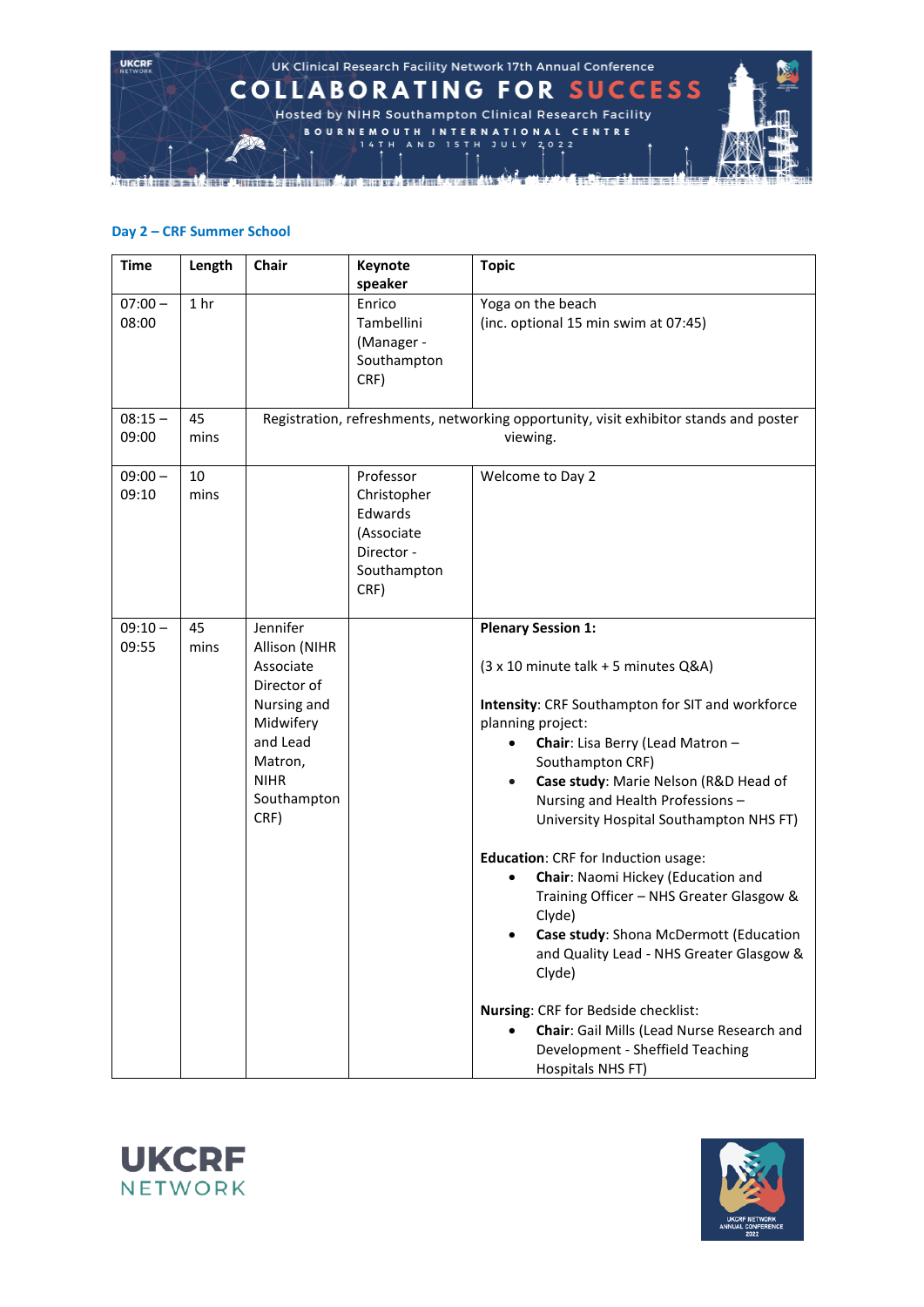## Day 2 – CRF Summer School

| Time | Length | Chair | Keynote speaker | Topic |
|---|---|---|---|---|
| 07:00 – 08:00 | 1 hr | | Enrico Tambellini (Manager - Southampton CRF) | Yoga on the beach<br>(inc. optional 15 min swim at 07:45) |
| 08:15 – 09:00 | 45 mins | Registration, refreshments, networking opportunity, visit exhibitor stands and poster viewing. | | |
| 09:00 – 09:10 | 10 mins | | Professor Christopher Edwards (Associate Director - Southampton CRF) | Welcome to Day 2 |
| 09:10 – 09:55 | 45 mins | Jennifer Allison (NIHR Associate Director of Nursing and Midwifery and Lead Matron, NIHR Southampton CRF) | | **Plenary Session 1:**<br><br>(3 x 10 minute talk + 5 minutes Q&A)<br><br>**Intensity**: CRF Southampton for SIT and workforce planning project:<br>• **Chair**: Lisa Berry (Lead Matron – Southampton CRF)<br>• **Case study**: Marie Nelson (R&D Head of Nursing and Health Professions – University Hospital Southampton NHS FT)<br><br>**Education**: CRF for Induction usage:<br>• **Chair**: Naomi Hickey (Education and Training Officer – NHS Greater Glasgow & Clyde)<br>• **Case study**: Shona McDermott (Education and Quality Lead - NHS Greater Glasgow & Clyde)<br><br>**Nursing**: CRF for Bedside checklist:<br>• **Chair**: Gail Mills (Lead Nurse Research and Development - Sheffield Teaching Hospitals NHS FT) |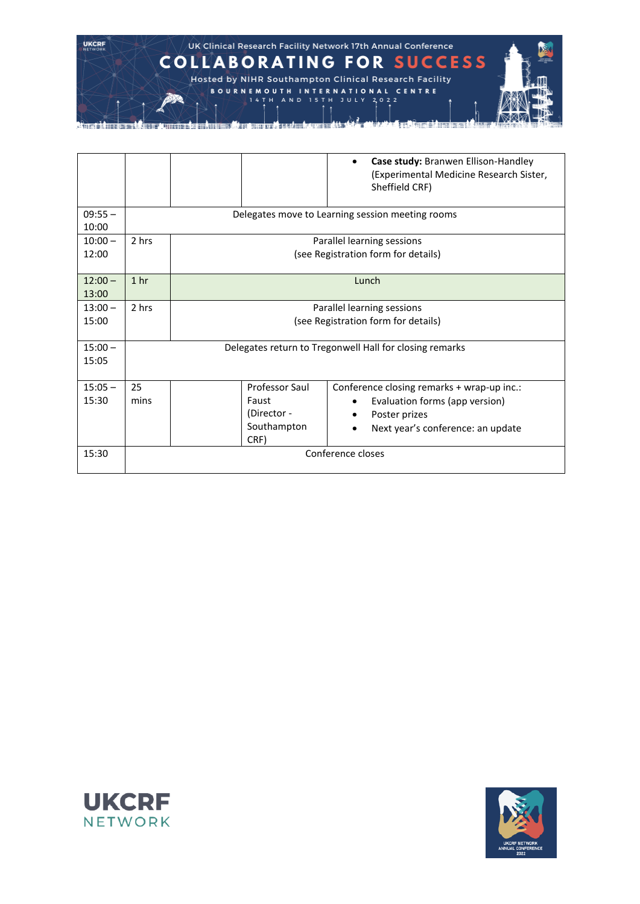| | | | | |
|---|---|---|---|---|
| | | | | • **Case study:** Branwen Ellison-Handley (Experimental Medicine Research Sister, Sheffield CRF) |
| 09:55 – 10:00 | Delegates move to Learning session meeting rooms | | | |
| 10:00 – 12:00 | 2 hrs | Parallel learning sessions (see Registration form for details) | | |
| 12:00 – 13:00 | 1 hr | Lunch | | |
| 13:00 – 15:00 | 2 hrs | Parallel learning sessions (see Registration form for details) | | |
| 15:00 – 15:05 | Delegates return to Tregonwell Hall for closing remarks | | | |
| 15:05 – 15:30 | 25 mins | | Professor Saul Faust (Director - Southampton CRF) | Conference closing remarks + wrap-up inc.: • Evaluation forms (app version) • Poster prizes • Next year's conference: an update |
| 15:30 | Conference closes | | | |